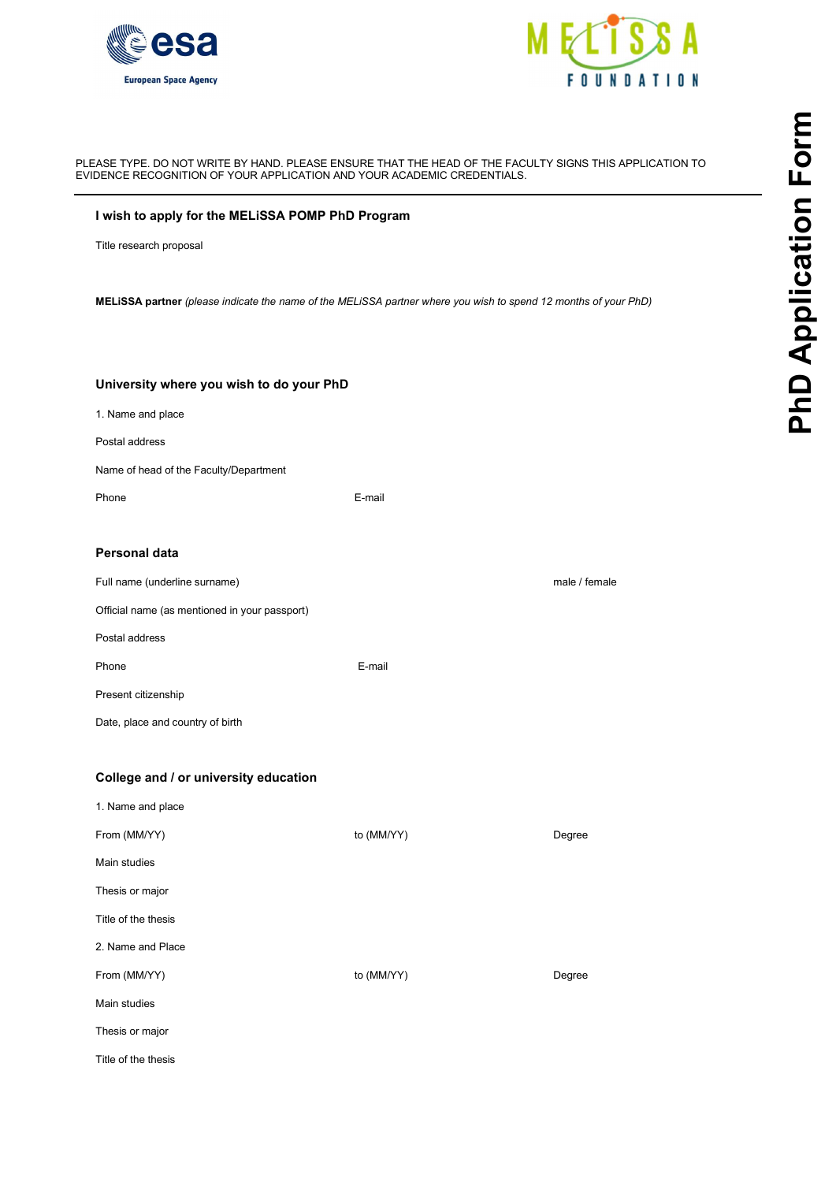# PhD Application Form

PLEASE TYPE. DO NOT WRITE BY HAND. PLEASE ENSURE THAT THE HEAD OF THE FACULTY SIGNS THIS APPLICATION TO EVIDENCE RECOGNITION OF YOUR APPLICATION AND YOUR ACADEMIC CREDENTIALS.

---

## I wish to apply for the MELiSSA POMP PhD Program

Title research proposal

**MELiSSA partner** *(please indicate the name of the MELiSSA partner where you wish to spend 12 months of your PhD)*

## University where you wish to do your PhD

1. Name and place

Postal address

Name of head of the Faculty/Department

Phone E-mail

## Personal data

Full name (underline surname) male / female

Official name (as mentioned in your passport)

Postal address

Phone E-mail

Present citizenship

Date, place and country of birth

## College and / or university education

1. Name and place

From (MM/YY) to (MM/YY) Degree

Main studies

Thesis or major

Title of the thesis

2. Name and Place

From (MM/YY) to (MM/YY) Degree

Main studies

Thesis or major

Title of the thesis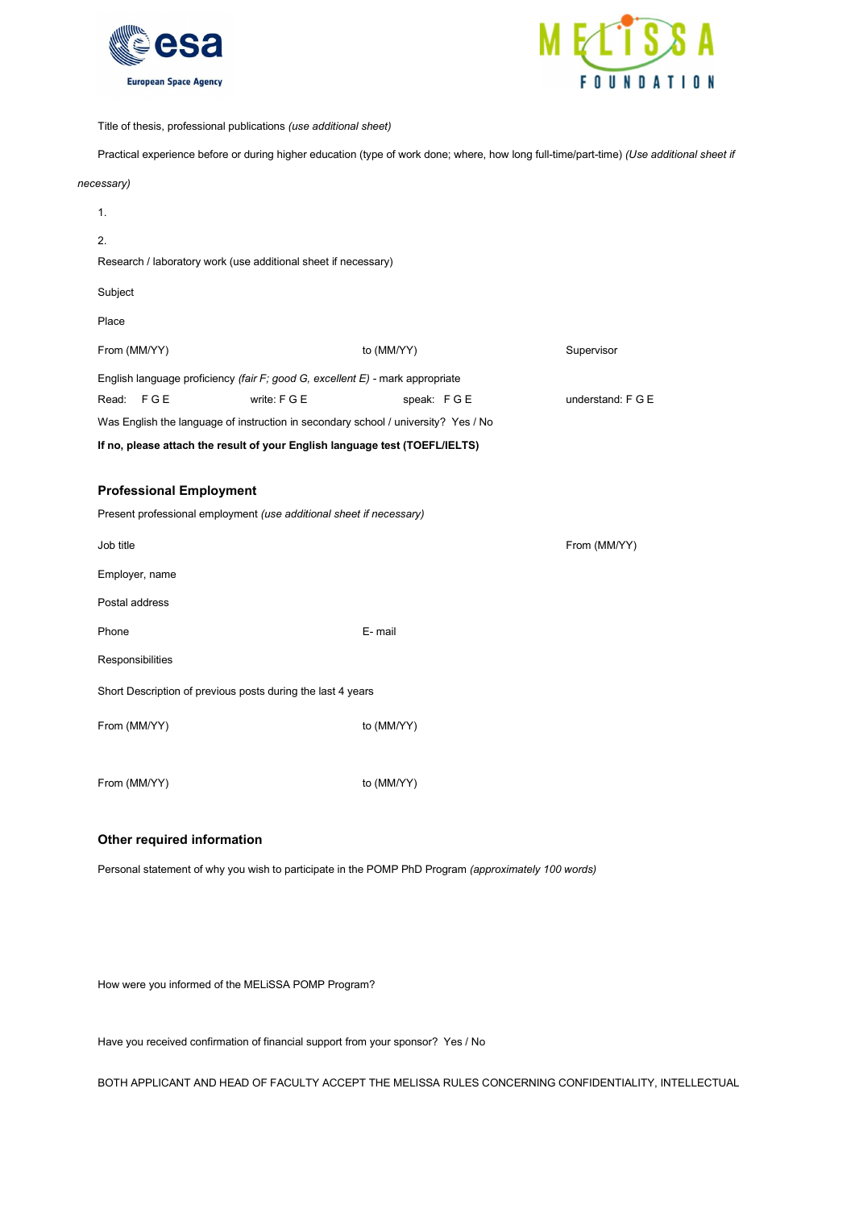Title of thesis, professional publications *(use additional sheet)*

Practical experience before or during higher education (type of work done; where, how long full-time/part-time) *(Use additional sheet if necessary)*

1.

2.

Research / laboratory work (use additional sheet if necessary)

Subject

Place

From (MM/YY) to (MM/YY) Supervisor

English language proficiency *(fair F; good G, excellent E)* - mark appropriate

Read: F G E write: F G E speak: F G E understand: F G E

Was English the language of instruction in secondary school / university? Yes / No

**If no, please attach the result of your English language test (TOEFL/IELTS)**

## Professional Employment

Present professional employment *(use additional sheet if necessary)*

Job title From (MM/YY)

Employer, name

Postal address

Phone E- mail

Responsibilities

Short Description of previous posts during the last 4 years

From (MM/YY) to (MM/YY)

From (MM/YY) to (MM/YY)

## Other required information

Personal statement of why you wish to participate in the POMP PhD Program *(approximately 100 words)*

How were you informed of the MELiSSA POMP Program?

Have you received confirmation of financial support from your sponsor? Yes / No

BOTH APPLICANT AND HEAD OF FACULTY ACCEPT THE MELISSA RULES CONCERNING CONFIDENTIALITY, INTELLECTUAL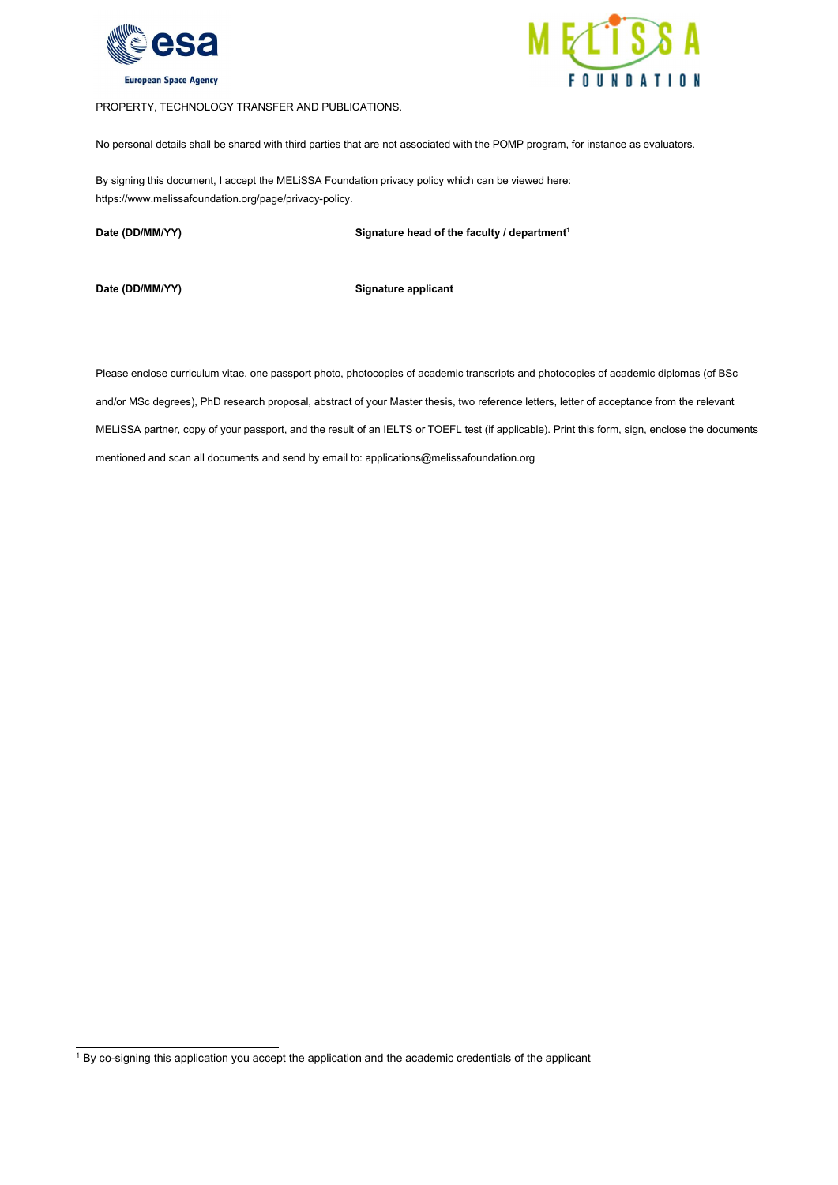PROPERTY, TECHNOLOGY TRANSFER AND PUBLICATIONS.

No personal details shall be shared with third parties that are not associated with the POMP program, for instance as evaluators.

By signing this document, I accept the MELiSSA Foundation privacy policy which can be viewed here: https://www.melissafoundation.org/page/privacy-policy.

**Date (DD/MM/YY)** **Signature head of the faculty / department**[1]

**Date (DD/MM/YY)** **Signature applicant**

Please enclose curriculum vitae, one passport photo, photocopies of academic transcripts and photocopies of academic diplomas (of BSc and/or MSc degrees), PhD research proposal, abstract of your Master thesis, two reference letters, letter of acceptance from the relevant MELiSSA partner, copy of your passport, and the result of an IELTS or TOEFL test (if applicable). Print this form, sign, enclose the documents mentioned and scan all documents and send by email to: applications@melissafoundation.org

[1] By co-signing this application you accept the application and the academic credentials of the applicant